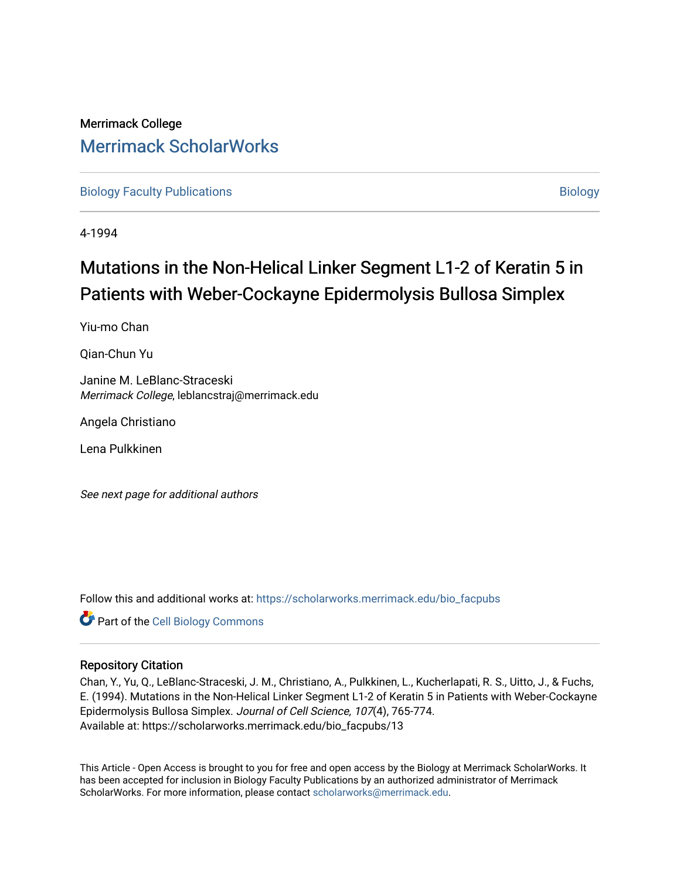Merrimack College

# Merrimack ScholarWorks

Biology Faculty Publications | Biology

4-1994

# Mutations in the Non-Helical Linker Segment L1-2 of Keratin 5 in Patients with Weber-Cockayne Epidermolysis Bullosa Simplex

Yiu-mo Chan

Qian-Chun Yu

Janine M. LeBlanc-Straceski
*Merrimack College*, leblancstraj@merrimack.edu

Angela Christiano

Lena Pulkkinen

*See next page for additional authors*

Follow this and additional works at: https://scholarworks.merrimack.edu/bio_facpubs

Part of the Cell Biology Commons

## Repository Citation

Chan, Y., Yu, Q., LeBlanc-Straceski, J. M., Christiano, A., Pulkkinen, L., Kucherlapati, R. S., Uitto, J., & Fuchs, E. (1994). Mutations in the Non-Helical Linker Segment L1-2 of Keratin 5 in Patients with Weber-Cockayne Epidermolysis Bullosa Simplex. *Journal of Cell Science, 107*(4), 765-774.
Available at: https://scholarworks.merrimack.edu/bio_facpubs/13

This Article - Open Access is brought to you for free and open access by the Biology at Merrimack ScholarWorks. It has been accepted for inclusion in Biology Faculty Publications by an authorized administrator of Merrimack ScholarWorks. For more information, please contact scholarworks@merrimack.edu.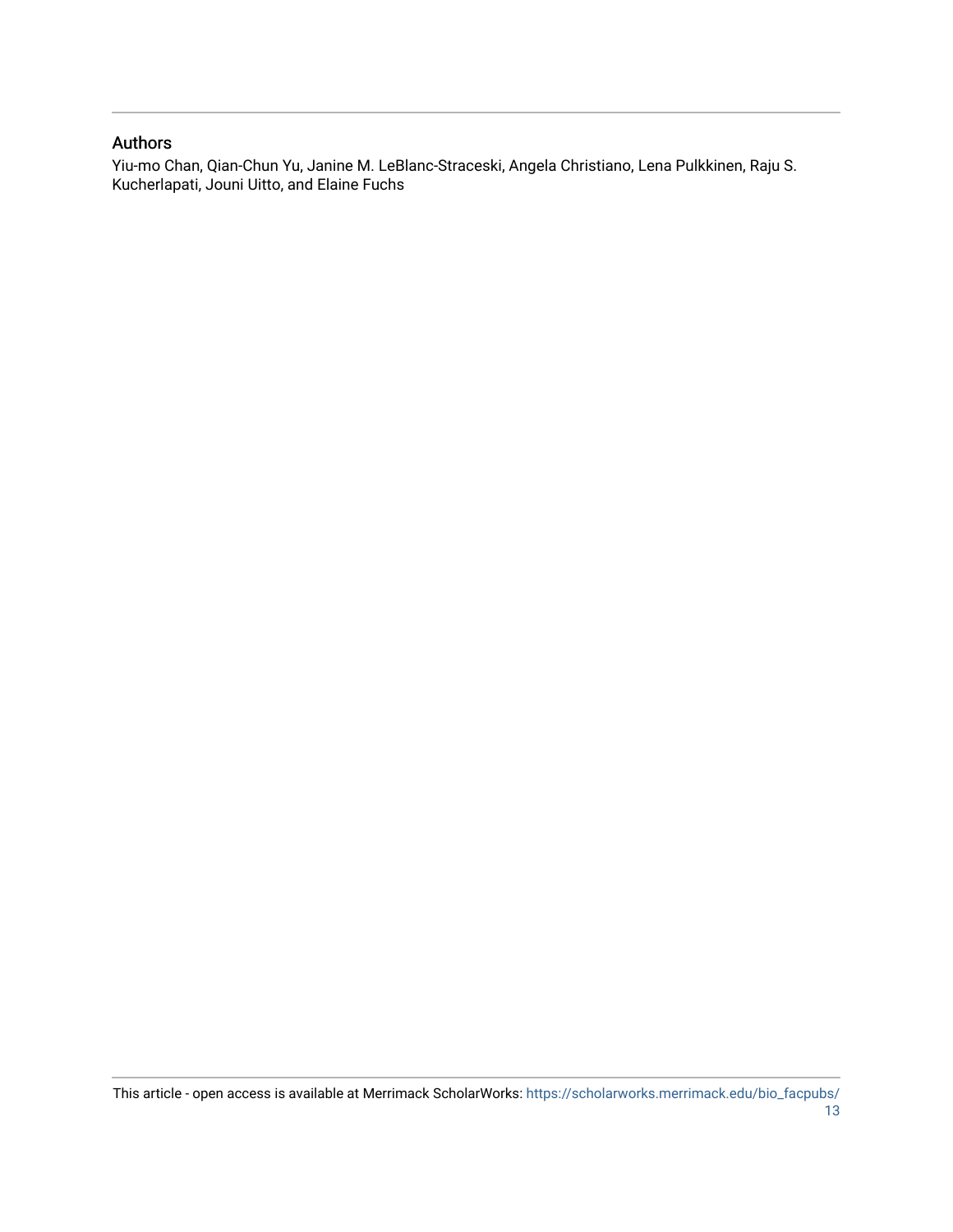## Authors

Yiu-mo Chan, Qian-Chun Yu, Janine M. LeBlanc-Straceski, Angela Christiano, Lena Pulkkinen, Raju S. Kucherlapati, Jouni Uitto, and Elaine Fuchs

This article - open access is available at Merrimack ScholarWorks: https://scholarworks.merrimack.edu/bio_facpubs/13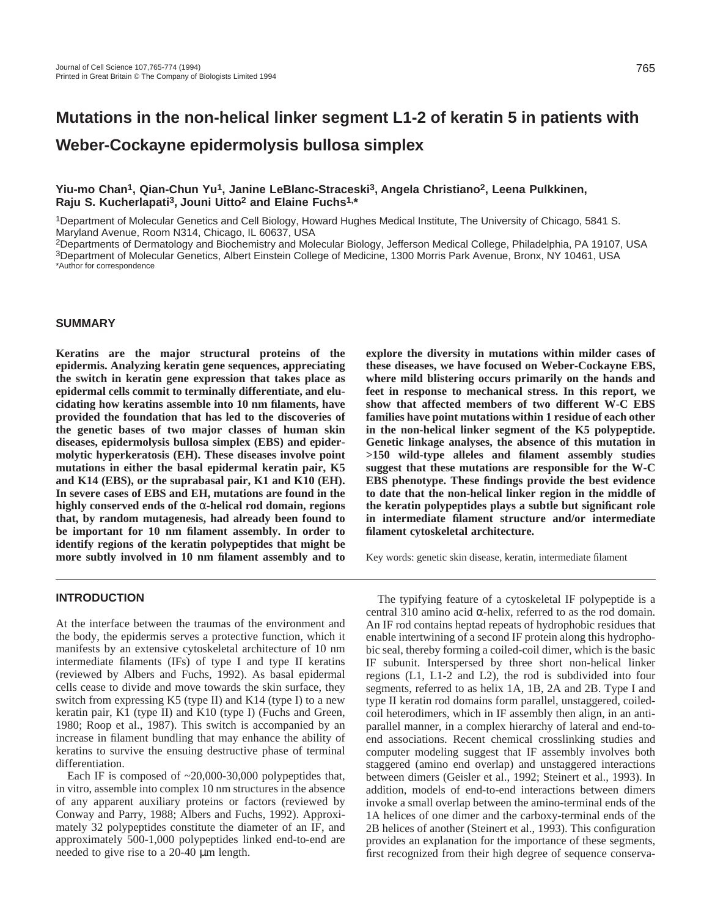# Mutations in the non-helical linker segment L1-2 of keratin 5 in patients with Weber-Cockayne epidermolysis bullosa simplex

**Yiu-mo Chan[1], Qian-Chun Yu[1], Janine LeBlanc-Straceski[3], Angela Christiano[2], Leena Pulkkinen, Raju S. Kucherlapati[3], Jouni Uitto[2] and Elaine Fuchs[1,*]**

[1]Department of Molecular Genetics and Cell Biology, Howard Hughes Medical Institute, The University of Chicago, 5841 S. Maryland Avenue, Room N314, Chicago, IL 60637, USA

[2]Departments of Dermatology and Biochemistry and Molecular Biology, Jefferson Medical College, Philadelphia, PA 19107, USA

[3]Department of Molecular Genetics, Albert Einstein College of Medicine, 1300 Morris Park Avenue, Bronx, NY 10461, USA

*Author for correspondence

## SUMMARY

**Keratins are the major structural proteins of the epidermis. Analyzing keratin gene sequences, appreciating the switch in keratin gene expression that takes place as epidermal cells commit to terminally differentiate, and elucidating how keratins assemble into 10 nm filaments, have provided the foundation that has led to the discoveries of the genetic bases of two major classes of human skin diseases, epidermolysis bullosa simplex (EBS) and epidermolytic hyperkeratosis (EH). These diseases involve point mutations in either the basal epidermal keratin pair, K5 and K14 (EBS), or the suprabasal pair, K1 and K10 (EH). In severe cases of EBS and EH, mutations are found in the highly conserved ends of the α-helical rod domain, regions that, by random mutagenesis, had already been found to be important for 10 nm filament assembly. In order to identify regions of the keratin polypeptides that might be more subtly involved in 10 nm filament assembly and to explore the diversity in mutations within milder cases of these diseases, we have focused on Weber-Cockayne EBS, where mild blistering occurs primarily on the hands and feet in response to mechanical stress. In this report, we show that affected members of two different W-C EBS families have point mutations within 1 residue of each other in the non-helical linker segment of the K5 polypeptide. Genetic linkage analyses, the absence of this mutation in >150 wild-type alleles and filament assembly studies suggest that these mutations are responsible for the W-C EBS phenotype. These findings provide the best evidence to date that the non-helical linker region in the middle of the keratin polypeptides plays a subtle but significant role in intermediate filament structure and/or intermediate filament cytoskeletal architecture.**

Key words: genetic skin disease, keratin, intermediate filament

## INTRODUCTION

At the interface between the traumas of the environment and the body, the epidermis serves a protective function, which it manifests by an extensive cytoskeletal architecture of 10 nm intermediate filaments (IFs) of type I and type II keratins (reviewed by Albers and Fuchs, 1992). As basal epidermal cells cease to divide and move towards the skin surface, they switch from expressing K5 (type II) and K14 (type I) to a new keratin pair, K1 (type II) and K10 (type I) (Fuchs and Green, 1980; Roop et al., 1987). This switch is accompanied by an increase in filament bundling that may enhance the ability of keratins to survive the ensuing destructive phase of terminal differentiation.

Each IF is composed of ~20,000-30,000 polypeptides that, in vitro, assemble into complex 10 nm structures in the absence of any apparent auxiliary proteins or factors (reviewed by Conway and Parry, 1988; Albers and Fuchs, 1992). Approximately 32 polypeptides constitute the diameter of an IF, and approximately 500-1,000 polypeptides linked end-to-end are needed to give rise to a 20-40 μm length.

The typifying feature of a cytoskeletal IF polypeptide is a central 310 amino acid α-helix, referred to as the rod domain. An IF rod contains heptad repeats of hydrophobic residues that enable intertwining of a second IF protein along this hydrophobic seal, thereby forming a coiled-coil dimer, which is the basic IF subunit. Interspersed by three short non-helical linker regions (L1, L1-2 and L2), the rod is subdivided into four segments, referred to as helix 1A, 1B, 2A and 2B. Type I and type II keratin rod domains form parallel, unstaggered, coiled-coil heterodimers, which in IF assembly then align, in an anti-parallel manner, in a complex hierarchy of lateral and end-to-end associations. Recent chemical crosslinking studies and computer modeling suggest that IF assembly involves both staggered (amino end overlap) and unstaggered interactions between dimers (Geisler et al., 1992; Steinert et al., 1993). In addition, models of end-to-end interactions between dimers invoke a small overlap between the amino-terminal ends of the 1A helices of one dimer and the carboxy-terminal ends of the 2B helices of another (Steinert et al., 1993). This configuration provides an explanation for the importance of these segments, first recognized from their high degree of sequence conserva-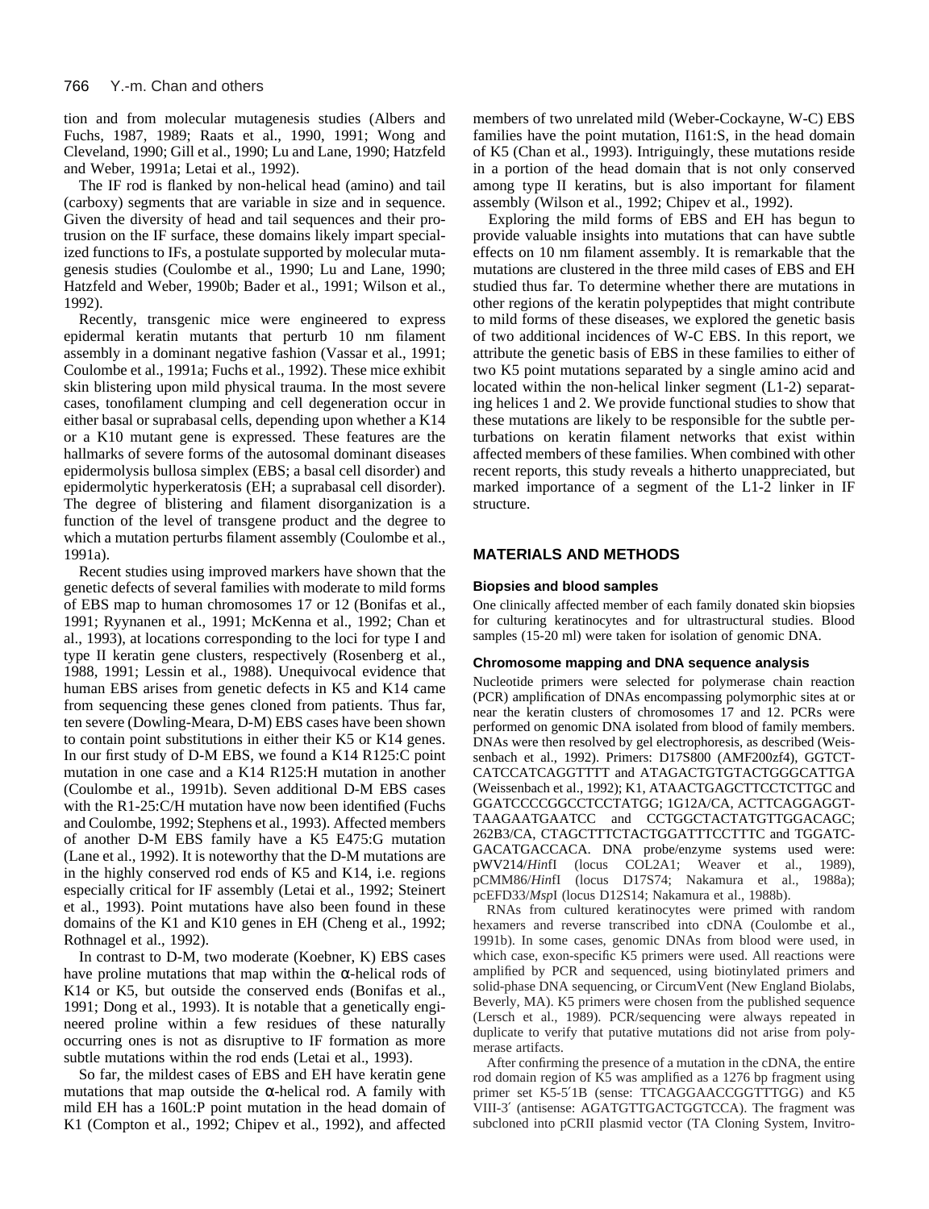tion and from molecular mutagenesis studies (Albers and Fuchs, 1987, 1989; Raats et al., 1990, 1991; Wong and Cleveland, 1990; Gill et al., 1990; Lu and Lane, 1990; Hatzfeld and Weber, 1991a; Letai et al., 1992).

The IF rod is flanked by non-helical head (amino) and tail (carboxy) segments that are variable in size and in sequence. Given the diversity of head and tail sequences and their protrusion on the IF surface, these domains likely impart specialized functions to IFs, a postulate supported by molecular mutagenesis studies (Coulombe et al., 1990; Lu and Lane, 1990; Hatzfeld and Weber, 1990b; Bader et al., 1991; Wilson et al., 1992).

Recently, transgenic mice were engineered to express epidermal keratin mutants that perturb 10 nm filament assembly in a dominant negative fashion (Vassar et al., 1991; Coulombe et al., 1991a; Fuchs et al., 1992). These mice exhibit skin blistering upon mild physical trauma. In the most severe cases, tonofilament clumping and cell degeneration occur in either basal or suprabasal cells, depending upon whether a K14 or a K10 mutant gene is expressed. These features are the hallmarks of severe forms of the autosomal dominant diseases epidermolysis bullosa simplex (EBS; a basal cell disorder) and epidermolytic hyperkeratosis (EH; a suprabasal cell disorder). The degree of blistering and filament disorganization is a function of the level of transgene product and the degree to which a mutation perturbs filament assembly (Coulombe et al., 1991a).

Recent studies using improved markers have shown that the genetic defects of several families with moderate to mild forms of EBS map to human chromosomes 17 or 12 (Bonifas et al., 1991; Ryynanen et al., 1991; McKenna et al., 1992; Chan et al., 1993), at locations corresponding to the loci for type I and type II keratin gene clusters, respectively (Rosenberg et al., 1988, 1991; Lessin et al., 1988). Unequivocal evidence that human EBS arises from genetic defects in K5 and K14 came from sequencing these genes cloned from patients. Thus far, ten severe (Dowling-Meara, D-M) EBS cases have been shown to contain point substitutions in either their K5 or K14 genes. In our first study of D-M EBS, we found a K14 R125:C point mutation in one case and a K14 R125:H mutation in another (Coulombe et al., 1991b). Seven additional D-M EBS cases with the R1-25:C/H mutation have now been identified (Fuchs and Coulombe, 1992; Stephens et al., 1993). Affected members of another D-M EBS family have a K5 E475:G mutation (Lane et al., 1992). It is noteworthy that the D-M mutations are in the highly conserved rod ends of K5 and K14, i.e. regions especially critical for IF assembly (Letai et al., 1992; Steinert et al., 1993). Point mutations have also been found in these domains of the K1 and K10 genes in EH (Cheng et al., 1992; Rothnagel et al., 1992).

In contrast to D-M, two moderate (Koebner, K) EBS cases have proline mutations that map within the α-helical rods of K14 or K5, but outside the conserved ends (Bonifas et al., 1991; Dong et al., 1993). It is notable that a genetically engineered proline within a few residues of these naturally occurring ones is not as disruptive to IF formation as more subtle mutations within the rod ends (Letai et al., 1993).

So far, the mildest cases of EBS and EH have keratin gene mutations that map outside the α-helical rod. A family with mild EH has a 160L:P point mutation in the head domain of K1 (Compton et al., 1992; Chipev et al., 1992), and affected members of two unrelated mild (Weber-Cockayne, W-C) EBS families have the point mutation, I161:S, in the head domain of K5 (Chan et al., 1993). Intriguingly, these mutations reside in a portion of the head domain that is not only conserved among type II keratins, but is also important for filament assembly (Wilson et al., 1992; Chipev et al., 1992).

Exploring the mild forms of EBS and EH has begun to provide valuable insights into mutations that can have subtle effects on 10 nm filament assembly. It is remarkable that the mutations are clustered in the three mild cases of EBS and EH studied thus far. To determine whether there are mutations in other regions of the keratin polypeptides that might contribute to mild forms of these diseases, we explored the genetic basis of two additional incidences of W-C EBS. In this report, we attribute the genetic basis of EBS in these families to either of two K5 point mutations separated by a single amino acid and located within the non-helical linker segment (L1-2) separating helices 1 and 2. We provide functional studies to show that these mutations are likely to be responsible for the subtle perturbations on keratin filament networks that exist within affected members of these families. When combined with other recent reports, this study reveals a hitherto unappreciated, but marked importance of a segment of the L1-2 linker in IF structure.

## MATERIALS AND METHODS

### Biopsies and blood samples

One clinically affected member of each family donated skin biopsies for culturing keratinocytes and for ultrastructural studies. Blood samples (15-20 ml) were taken for isolation of genomic DNA.

### Chromosome mapping and DNA sequence analysis

Nucleotide primers were selected for polymerase chain reaction (PCR) amplification of DNAs encompassing polymorphic sites at or near the keratin clusters of chromosomes 17 and 12. PCRs were performed on genomic DNA isolated from blood of family members. DNAs were then resolved by gel electrophoresis, as described (Weissenbach et al., 1992). Primers: D17S800 (AMF200zf4), GGTCTCATCCATCAGGTTTT and ATAGACTGTGTACTGGGCATTGA (Weissenbach et al., 1992); K1, ATAACTGAGCTTCCTCTTGC and GGATCCCCGGCCTCCTATGG; 1G12A/CA, ACTTCAGGAGGTTAAGAATGAATCC and CCTGGCTACTATGTTGGACAGC; 262B3/CA, CTAGCTTTCTACTGGATTTCCTTTC and TGGATCGACATGACCACA. DNA probe/enzyme systems used were: pWV214/*Hin*fI (locus COL2A1; Weaver et al., 1989), pCMM86/*Hin*fI (locus D17S74; Nakamura et al., 1988a); pcEFD33/*Msp*I (locus D12S14; Nakamura et al., 1988b).

RNAs from cultured keratinocytes were primed with random hexamers and reverse transcribed into cDNA (Coulombe et al., 1991b). In some cases, genomic DNAs from blood were used, in which case, exon-specific K5 primers were used. All reactions were amplified by PCR and sequenced, using biotinylated primers and solid-phase DNA sequencing, or CircumVent (New England Biolabs, Beverly, MA). K5 primers were chosen from the published sequence (Lersch et al., 1989). PCR/sequencing were always repeated in duplicate to verify that putative mutations did not arise from polymerase artifacts.

After confirming the presence of a mutation in the cDNA, the entire rod domain region of K5 was amplified as a 1276 bp fragment using primer set K5-5′1B (sense: TTCAGGAACCGGTTTGG) and K5 VIII-3′ (antisense: AGATGTTGACTGGTCCA). The fragment was subcloned into pCRII plasmid vector (TA Cloning System, Invitro-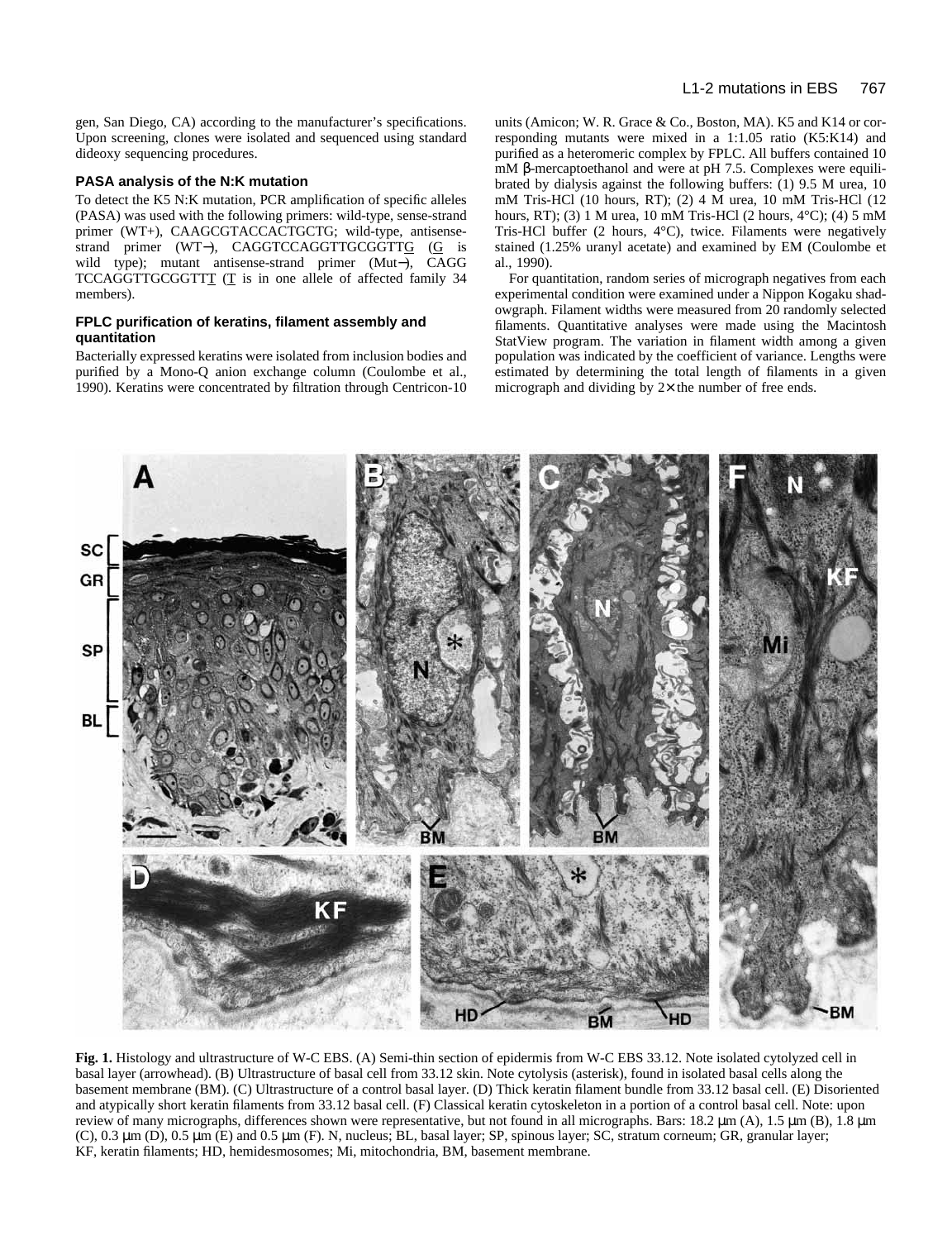gen, San Diego, CA) according to the manufacturer's specifications. Upon screening, clones were isolated and sequenced using standard dideoxy sequencing procedures.

### PASA analysis of the N:K mutation

To detect the K5 N:K mutation, PCR amplification of specific alleles (PASA) was used with the following primers: wild-type, sense-strand primer (WT+), CAAGCGTACCACTGCTG; wild-type, antisense-strand primer (WT−), CAGGTCCAGGTTGCGGTTG (G is wild type); mutant antisense-strand primer (Mut−), CAGG TCCAGGTTGCGGTTT (T is in one allele of affected family 34 members).

### FPLC purification of keratins, filament assembly and quantitation

Bacterially expressed keratins were isolated from inclusion bodies and purified by a Mono-Q anion exchange column (Coulombe et al., 1990). Keratins were concentrated by filtration through Centricon-10 units (Amicon; W. R. Grace & Co., Boston, MA). K5 and K14 or corresponding mutants were mixed in a 1:1.05 ratio (K5:K14) and purified as a heteromeric complex by FPLC. All buffers contained 10 mM β-mercaptoethanol and were at pH 7.5. Complexes were equilibrated by dialysis against the following buffers: (1) 9.5 M urea, 10 mM Tris-HCl (10 hours, RT); (2) 4 M urea, 10 mM Tris-HCl (12 hours, RT); (3) 1 M urea, 10 mM Tris-HCl (2 hours, 4°C); (4) 5 mM Tris-HCl buffer (2 hours, 4°C), twice. Filaments were negatively stained (1.25% uranyl acetate) and examined by EM (Coulombe et al., 1990).

For quantitation, random series of micrograph negatives from each experimental condition were examined under a Nippon Kogaku shadowgraph. Filament widths were measured from 20 randomly selected filaments. Quantitative analyses were made using the Macintosh StatView program. The variation in filament width among a given population was indicated by the coefficient of variance. Lengths were estimated by determining the total length of filaments in a given micrograph and dividing by 2× the number of free ends.

**Fig. 1.** Histology and ultrastructure of W-C EBS. (A) Semi-thin section of epidermis from W-C EBS 33.12. Note isolated cytolyzed cell in basal layer (arrowhead). (B) Ultrastructure of basal cell from 33.12 skin. Note cytolysis (asterisk), found in isolated basal cells along the basement membrane (BM). (C) Ultrastructure of a control basal layer. (D) Thick keratin filament bundle from 33.12 basal cell. (E) Disoriented and atypically short keratin filaments from 33.12 basal cell. (F) Classical keratin cytoskeleton in a portion of a control basal cell. Note: upon review of many micrographs, differences shown were representative, but not found in all micrographs. Bars: 18.2 μm (A), 1.5 μm (B), 1.8 μm (C), 0.3 μm (D), 0.5 μm (E) and 0.5 μm (F). N, nucleus; BL, basal layer; SP, spinous layer; SC, stratum corneum; GR, granular layer; KF, keratin filaments; HD, hemidesmosomes; Mi, mitochondria, BM, basement membrane.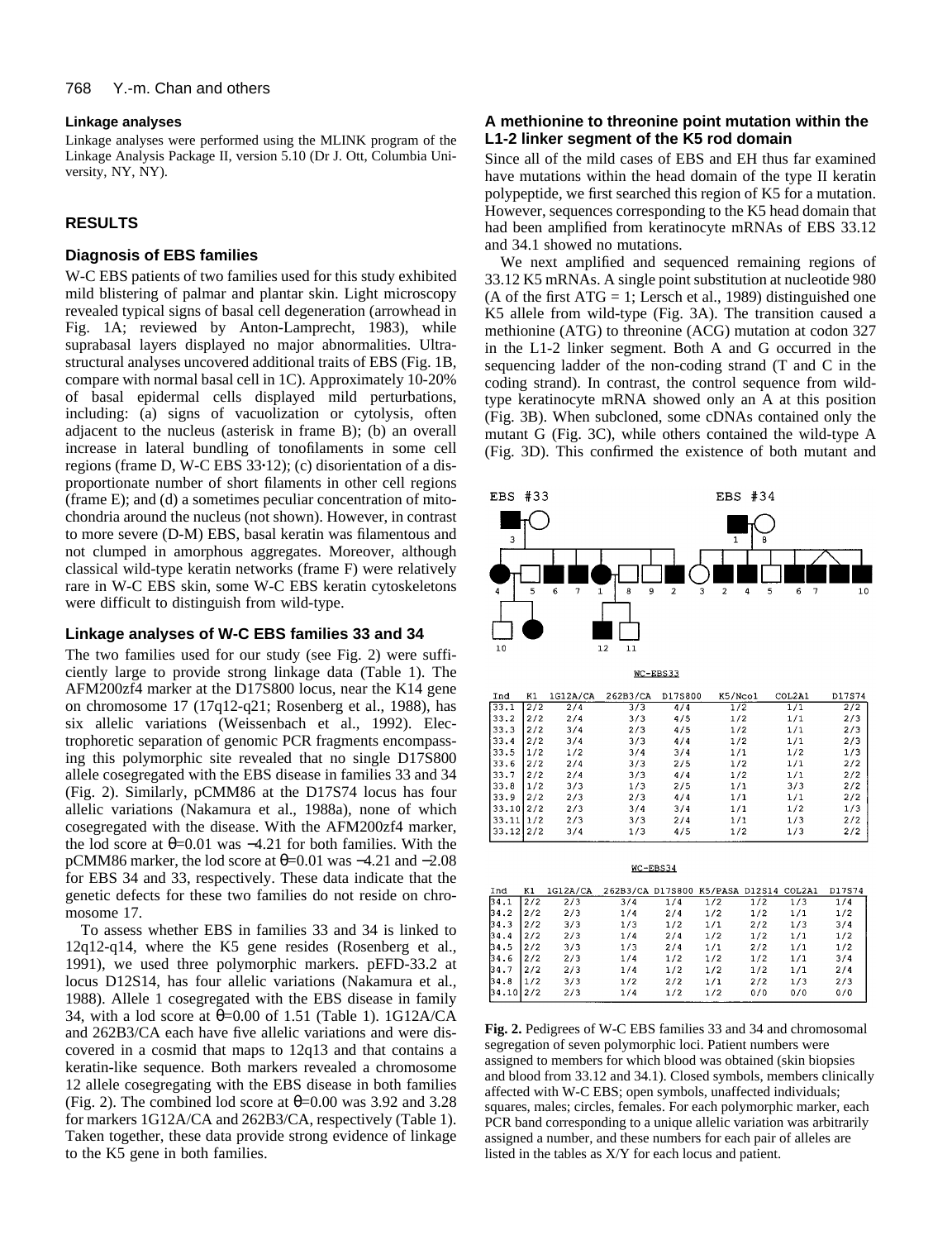### Linkage analyses

Linkage analyses were performed using the MLINK program of the Linkage Analysis Package II, version 5.10 (Dr J. Ott, Columbia University, NY, NY).

## RESULTS

### Diagnosis of EBS families

W-C EBS patients of two families used for this study exhibited mild blistering of palmar and plantar skin. Light microscopy revealed typical signs of basal cell degeneration (arrowhead in Fig. 1A; reviewed by Anton-Lamprecht, 1983), while suprabasal layers displayed no major abnormalities. Ultrastructural analyses uncovered additional traits of EBS (Fig. 1B, compare with normal basal cell in 1C). Approximately 10-20% of basal epidermal cells displayed mild perturbations, including: (a) signs of vacuolization or cytolysis, often adjacent to the nucleus (asterisk in frame B); (b) an overall increase in lateral bundling of tonofilaments in some cell regions (frame D, W-C EBS 33·12); (c) disorientation of a disproportionate number of short filaments in other cell regions (frame E); and (d) a sometimes peculiar concentration of mitochondria around the nucleus (not shown). However, in contrast to more severe (D-M) EBS, basal keratin was filamentous and not clumped in amorphous aggregates. Moreover, although classical wild-type keratin networks (frame F) were relatively rare in W-C EBS skin, some W-C EBS keratin cytoskeletons were difficult to distinguish from wild-type.

### Linkage analyses of W-C EBS families 33 and 34

The two families used for our study (see Fig. 2) were sufficiently large to provide strong linkage data (Table 1). The AFM200zf4 marker at the D17S800 locus, near the K14 gene on chromosome 17 (17q12-q21; Rosenberg et al., 1988), has six allelic variations (Weissenbach et al., 1992). Electrophoretic separation of genomic PCR fragments encompassing this polymorphic site revealed that no single D17S800 allele cosegregated with the EBS disease in families 33 and 34 (Fig. 2). Similarly, pCMM86 at the D17S74 locus has four allelic variations (Nakamura et al., 1988a), none of which cosegregated with the disease. With the AFM200zf4 marker, the lod score at θ=0.01 was −4.21 for both families. With the pCMM86 marker, the lod score at θ=0.01 was −4.21 and −2.08 for EBS 34 and 33, respectively. These data indicate that the genetic defects for these two families do not reside on chromosome 17.

To assess whether EBS in families 33 and 34 is linked to 12q12-q14, where the K5 gene resides (Rosenberg et al., 1991), we used three polymorphic markers. pEFD-33.2 at locus D12S14, has four allelic variations (Nakamura et al., 1988). Allele 1 cosegregated with the EBS disease in family 34, with a lod score at θ=0.00 of 1.51 (Table 1). 1G12A/CA and 262B3/CA each have five allelic variations and were discovered in a cosmid that maps to 12q13 and that contains a keratin-like sequence. Both markers revealed a chromosome 12 allele cosegregating with the EBS disease in both families (Fig. 2). The combined lod score at θ=0.00 was 3.92 and 3.28 for markers 1G12A/CA and 262B3/CA, respectively (Table 1). Taken together, these data provide strong evidence of linkage to the K5 gene in both families.

### A methionine to threonine point mutation within the L1-2 linker segment of the K5 rod domain

Since all of the mild cases of EBS and EH thus far examined have mutations within the head domain of the type II keratin polypeptide, we first searched this region of K5 for a mutation. However, sequences corresponding to the K5 head domain that had been amplified from keratinocyte mRNAs of EBS 33.12 and 34.1 showed no mutations.

We next amplified and sequenced remaining regions of 33.12 K5 mRNAs. A single point substitution at nucleotide 980 (A of the first ATG = 1; Lersch et al., 1989) distinguished one K5 allele from wild-type (Fig. 3A). The transition caused a methionine (ATG) to threonine (ACG) mutation at codon 327 in the L1-2 linker segment. Both A and G occurred in the sequencing ladder of the non-coding strand (T and C in the coding strand). In contrast, the control sequence from wild-type keratinocyte mRNA showed only an A at this position (Fig. 3B). When subcloned, some cDNAs contained only the mutant G (Fig. 3C), while others contained the wild-type A (Fig. 3D). This confirmed the existence of both mutant and

WC-EBS33

| Ind | K1 | 1G12A/CA | 262B3/CA | D17S800 | K5/NcoI | COL2A1 | D17S74 |
|---|---|---|---|---|---|---|---|
| 33.1 | 2/2 | 2/4 | 3/3 | 4/4 | 1/2 | 1/1 | 2/2 |
| 33.2 | 2/2 | 2/4 | 3/3 | 4/5 | 1/2 | 1/1 | 2/3 |
| 33.3 | 2/2 | 3/4 | 2/3 | 4/5 | 1/2 | 1/1 | 2/3 |
| 33.4 | 2/2 | 3/4 | 3/3 | 4/4 | 1/2 | 1/1 | 2/3 |
| 33.5 | 1/2 | 1/2 | 3/4 | 3/4 | 1/1 | 1/2 | 1/3 |
| 33.6 | 2/2 | 2/4 | 3/3 | 2/5 | 1/2 | 1/1 | 2/2 |
| 33.7 | 2/2 | 2/4 | 3/3 | 4/4 | 1/2 | 1/1 | 2/2 |
| 33.8 | 1/2 | 3/3 | 1/3 | 2/5 | 1/1 | 3/3 | 2/2 |
| 33.9 | 2/2 | 2/3 | 2/3 | 4/4 | 1/1 | 1/1 | 2/2 |
| 33.10 | 2/2 | 2/3 | 3/4 | 3/4 | 1/1 | 1/2 | 1/3 |
| 33.11 | 1/2 | 2/3 | 3/3 | 2/4 | 1/1 | 1/3 | 2/2 |
| 33.12 | 2/2 | 3/4 | 1/3 | 4/5 | 1/2 | 1/3 | 2/2 |

WC-EBS34

| Ind | K1 | 1G12A/CA | 262B3/CA | D17S800 | K5/PASA | D12S14 | COL2A1 | D17S74 |
|---|---|---|---|---|---|---|---|---|
| 34.1 | 2/2 | 2/3 | 3/4 | 1/4 | 1/2 | 1/2 | 1/3 | 1/4 |
| 34.2 | 2/2 | 2/3 | 1/4 | 2/4 | 1/2 | 1/2 | 1/1 | 1/2 |
| 34.3 | 2/2 | 3/3 | 1/3 | 1/2 | 1/1 | 2/2 | 1/3 | 3/4 |
| 34.4 | 2/2 | 2/3 | 1/4 | 2/4 | 1/2 | 1/2 | 1/1 | 1/2 |
| 34.5 | 2/2 | 3/3 | 1/3 | 2/4 | 1/1 | 2/2 | 1/1 | 1/2 |
| 34.6 | 2/2 | 2/3 | 1/4 | 1/2 | 1/2 | 1/2 | 1/1 | 3/4 |
| 34.7 | 2/2 | 2/3 | 1/4 | 1/2 | 1/2 | 1/2 | 1/1 | 2/4 |
| 34.8 | 1/2 | 3/3 | 1/2 | 2/2 | 1/1 | 2/2 | 1/3 | 2/3 |
| 34.10 | 2/2 | 2/3 | 1/4 | 1/2 | 1/2 | 0/0 | 0/0 | 0/0 |

**Fig. 2.** Pedigrees of W-C EBS families 33 and 34 and chromosomal segregation of seven polymorphic loci. Patient numbers were assigned to members for which blood was obtained (skin biopsies and blood from 33.12 and 34.1). Closed symbols, members clinically affected with W-C EBS; open symbols, unaffected individuals; squares, males; circles, females. For each polymorphic marker, each PCR band corresponding to a unique allelic variation was arbitrarily assigned a number, and these numbers for each pair of alleles are listed in the tables as X/Y for each locus and patient.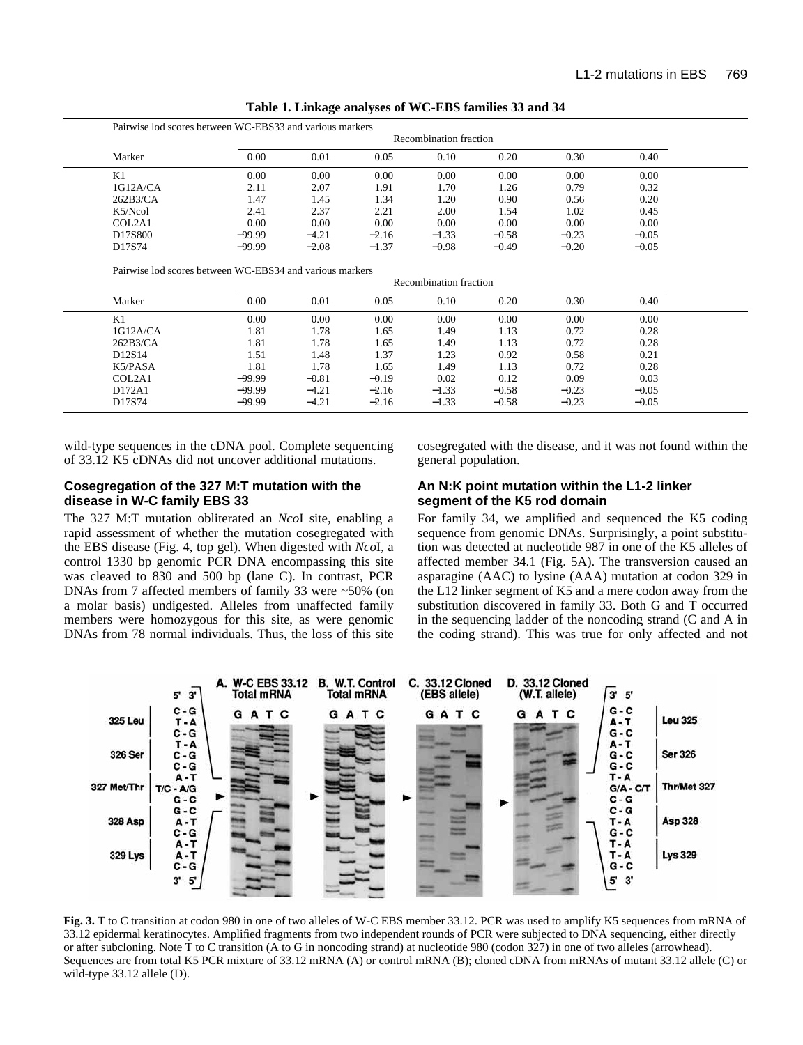**Table 1. Linkage analyses of WC-EBS families 33 and 34**

Pairwise lod scores between WC-EBS33 and various markers

| | Recombination fraction | | | | | | |
|---|---|---|---|---|---|---|---|
| Marker | 0.00 | 0.01 | 0.05 | 0.10 | 0.20 | 0.30 | 0.40 |
| K1 | 0.00 | 0.00 | 0.00 | 0.00 | 0.00 | 0.00 | 0.00 |
| 1G12A/CA | 2.11 | 2.07 | 1.91 | 1.70 | 1.26 | 0.79 | 0.32 |
| 262B3/CA | 1.47 | 1.45 | 1.34 | 1.20 | 0.90 | 0.56 | 0.20 |
| K5/NcoI | 2.41 | 2.37 | 2.21 | 2.00 | 1.54 | 1.02 | 0.45 |
| COL2A1 | 0.00 | 0.00 | 0.00 | 0.00 | 0.00 | 0.00 | 0.00 |
| D17S800 | −99.99 | −4.21 | −2.16 | −1.33 | −0.58 | −0.23 | −0.05 |
| D17S74 | −99.99 | −2.08 | −1.37 | −0.98 | −0.49 | −0.20 | −0.05 |

Pairwise lod scores between WC-EBS34 and various markers

| | Recombination fraction | | | | | | |
|---|---|---|---|---|---|---|---|
| Marker | 0.00 | 0.01 | 0.05 | 0.10 | 0.20 | 0.30 | 0.40 |
| K1 | 0.00 | 0.00 | 0.00 | 0.00 | 0.00 | 0.00 | 0.00 |
| 1G12A/CA | 1.81 | 1.78 | 1.65 | 1.49 | 1.13 | 0.72 | 0.28 |
| 262B3/CA | 1.81 | 1.78 | 1.65 | 1.49 | 1.13 | 0.72 | 0.28 |
| D12S14 | 1.51 | 1.48 | 1.37 | 1.23 | 0.92 | 0.58 | 0.21 |
| K5/PASA | 1.81 | 1.78 | 1.65 | 1.49 | 1.13 | 0.72 | 0.28 |
| COL2A1 | −99.99 | −0.81 | −0.19 | 0.02 | 0.12 | 0.09 | 0.03 |
| D172A1 | −99.99 | −4.21 | −2.16 | −1.33 | −0.58 | −0.23 | −0.05 |
| D17S74 | −99.99 | −4.21 | −2.16 | −1.33 | −0.58 | −0.23 | −0.05 |

wild-type sequences in the cDNA pool. Complete sequencing of 33.12 K5 cDNAs did not uncover additional mutations.

### Cosegregation of the 327 M:T mutation with the disease in W-C family EBS 33

The 327 M:T mutation obliterated an *Nco*I site, enabling a rapid assessment of whether the mutation cosegregated with the EBS disease (Fig. 4, top gel). When digested with *Nco*I, a control 1330 bp genomic PCR DNA encompassing this site was cleaved to 830 and 500 bp (lane C). In contrast, PCR DNAs from 7 affected members of family 33 were ~50% (on a molar basis) undigested. Alleles from unaffected family members were homozygous for this site, as were genomic DNAs from 78 normal individuals. Thus, the loss of this site cosegregated with the disease, and it was not found within the general population.

### An N:K point mutation within the L1-2 linker segment of the K5 rod domain

For family 34, we amplified and sequenced the K5 coding sequence from genomic DNAs. Surprisingly, a point substitution was detected at nucleotide 987 in one of the K5 alleles of affected member 34.1 (Fig. 5A). The transversion caused an asparagine (AAC) to lysine (AAA) mutation at codon 329 in the L12 linker segment of K5 and a mere codon away from the substitution discovered in family 33. Both G and T occurred in the sequencing ladder of the noncoding strand (C and A in the coding strand). This was true for only affected and not

A. W-C EBS 33.12 Total mRNA
B. W.T. Control Total mRNA
C. 33.12 Cloned (EBS allele)
D. 33.12 Cloned (W.T. allele)

G A T C

5' 3'
325 Leu: C-G, T-A, C-G
326 Ser: T-A, C-G, C-G
327 Met/Thr: A-T, T/C - A/G, G-C
328 Asp: G-C, A-T, C-G
329 Lys: A-T, A-T, C-G
3' 5'

3' 5'
Leu 325: G-C, A-T, G-C
Ser 326: A-T, G-C, G-C
Thr/Met 327: T-A, G/A - C/T, C-G
Asp 328: C-G, T-A, G-C
Lys 329: T-A, T-A, G-C
5' 3'

**Fig. 3.** T to C transition at codon 980 in one of two alleles of W-C EBS member 33.12. PCR was used to amplify K5 sequences from mRNA of 33.12 epidermal keratinocytes. Amplified fragments from two independent rounds of PCR were subjected to DNA sequencing, either directly or after subcloning. Note T to C transition (A to G in noncoding strand) at nucleotide 980 (codon 327) in one of two alleles (arrowhead). Sequences are from total K5 PCR mixture of 33.12 mRNA (A) or control mRNA (B); cloned cDNA from mRNAs of mutant 33.12 allele (C) or wild-type 33.12 allele (D).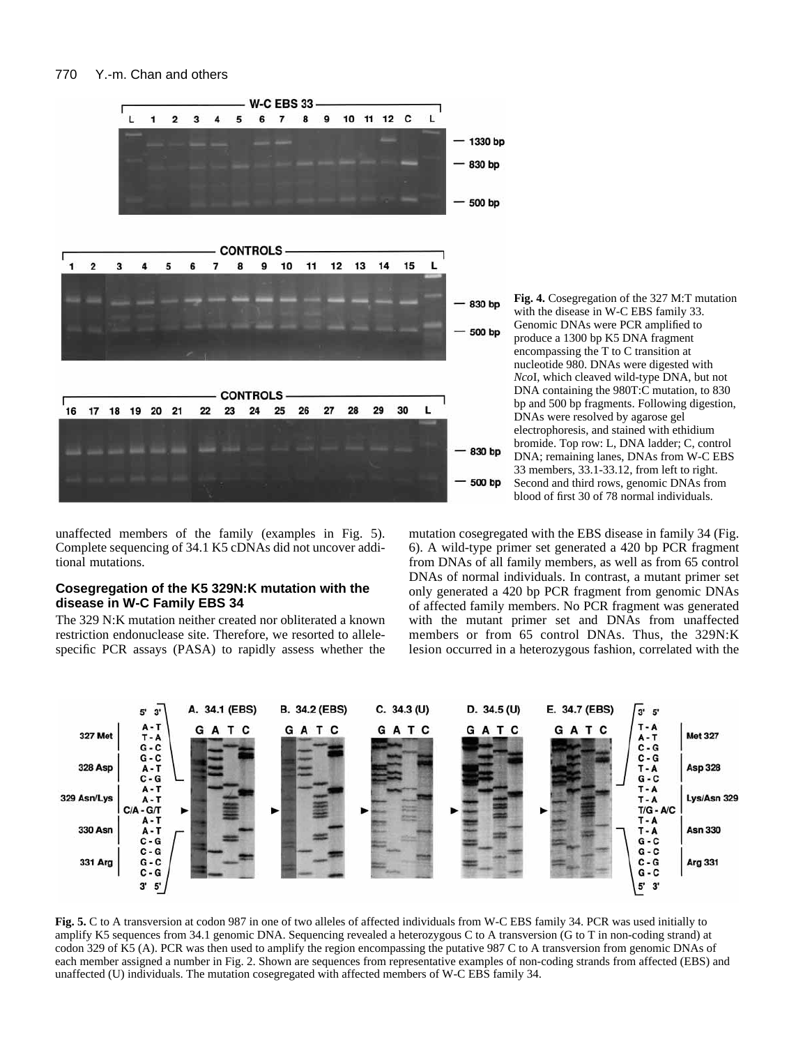W-C EBS 33

L 1 2 3 4 5 6 7 8 9 10 11 12 C L

— 1330 bp

— 830 bp

— 500 bp

CONTROLS

1 2 3 4 5 6 7 8 9 10 11 12 13 14 15 L

— 830 bp

— 500 bp

CONTROLS

16 17 18 19 20 21 22 23 24 25 26 27 28 29 30 L

— 830 bp

— 500 bp

**Fig. 4.** Cosegregation of the 327 M:T mutation with the disease in W-C EBS family 33. Genomic DNAs were PCR amplified to produce a 1300 bp K5 DNA fragment encompassing the T to C transition at nucleotide 980. DNAs were digested with *Nco*I, which cleaved wild-type DNA, but not DNA containing the 980T:C mutation, to 830 bp and 500 bp fragments. Following digestion, DNAs were resolved by agarose gel electrophoresis, and stained with ethidium bromide. Top row: L, DNA ladder; C, control DNA; remaining lanes, DNAs from W-C EBS 33 members, 33.1-33.12, from left to right. Second and third rows, genomic DNAs from blood of first 30 of 78 normal individuals.

unaffected members of the family (examples in Fig. 5). Complete sequencing of 34.1 K5 cDNAs did not uncover additional mutations.

### Cosegregation of the K5 329N:K mutation with the disease in W-C Family EBS 34

The 329 N:K mutation neither created nor obliterated a known restriction endonuclease site. Therefore, we resorted to allele-specific PCR assays (PASA) to rapidly assess whether the mutation cosegregated with the EBS disease in family 34 (Fig. 6). A wild-type primer set generated a 420 bp PCR fragment from DNAs of all family members, as well as from 65 control DNAs of normal individuals. In contrast, a mutant primer set only generated a 420 bp PCR fragment from genomic DNAs of affected family members. No PCR fragment was generated with the mutant primer set and DNAs from unaffected members or from 65 control DNAs. Thus, the 329N:K lesion occurred in a heterozygous fashion, correlated with the

A. 34.1 (EBS) B. 34.2 (EBS) C. 34.3 (U) D. 34.5 (U) E. 34.7 (EBS)

G A T C

5' 3'
327 Met: A-T, T-A, G-C
328 Asp: G-C, A-T, C-G
329 Asn/Lys: A-T, A-T, C/A-G/T
330 Asn: A-T, A-T, C-G
331 Arg: C-G, G-C, C-G
3' 5'

3' 5'
Met 327: T-A, A-T, C-G
Asp 328: C-G, T-A, G-C
Lys/Asn 329: T-A, T-A, T/G-A/C
Asn 330: T-A, T-A, G-C
Arg 331: G-C, C-G, G-C
5' 3'

**Fig. 5.** C to A transversion at codon 987 in one of two alleles of affected individuals from W-C EBS family 34. PCR was used initially to amplify K5 sequences from 34.1 genomic DNA. Sequencing revealed a heterozygous C to A transversion (G to T in non-coding strand) at codon 329 of K5 (A). PCR was then used to amplify the region encompassing the putative 987 C to A transversion from genomic DNAs of each member assigned a number in Fig. 2. Shown are sequences from representative examples of non-coding strands from affected (EBS) and unaffected (U) individuals. The mutation cosegregated with affected members of W-C EBS family 34.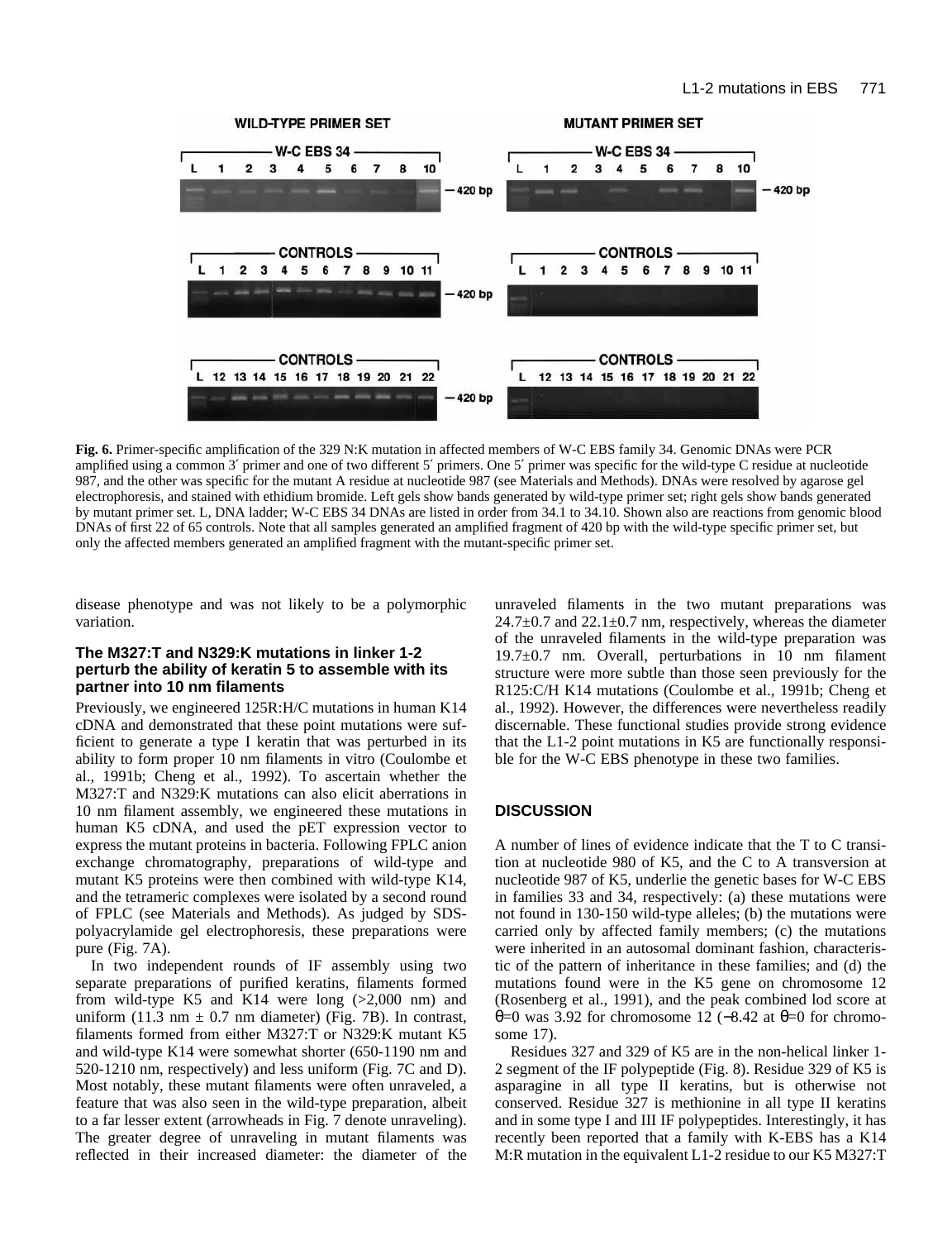WILD-TYPE PRIMER SET

W-C EBS 34

L 1 2 3 4 5 6 7 8 10

— 420 bp

CONTROLS

L 1 2 3 4 5 6 7 8 9 10 11

— 420 bp

CONTROLS

L 12 13 14 15 16 17 18 19 20 21 22

— 420 bp

MUTANT PRIMER SET

W-C EBS 34

L 1 2 3 4 5 6 7 8 10

— 420 bp

CONTROLS

L 1 2 3 4 5 6 7 8 9 10 11

CONTROLS

L 12 13 14 15 16 17 18 19 20 21 22

**Fig. 6.** Primer-specific amplification of the 329 N:K mutation in affected members of W-C EBS family 34. Genomic DNAs were PCR amplified using a common 3′ primer and one of two different 5′ primers. One 5′ primer was specific for the wild-type C residue at nucleotide 987, and the other was specific for the mutant A residue at nucleotide 987 (see Materials and Methods). DNAs were resolved by agarose gel electrophoresis, and stained with ethidium bromide. Left gels show bands generated by wild-type primer set; right gels show bands generated by mutant primer set. L, DNA ladder; W-C EBS 34 DNAs are listed in order from 34.1 to 34.10. Shown also are reactions from genomic blood DNAs of first 22 of 65 controls. Note that all samples generated an amplified fragment of 420 bp with the wild-type specific primer set, but only the affected members generated an amplified fragment with the mutant-specific primer set.

disease phenotype and was not likely to be a polymorphic variation.

### The M327:T and N329:K mutations in linker 1-2 perturb the ability of keratin 5 to assemble with its partner into 10 nm filaments

Previously, we engineered 125R:H/C mutations in human K14 cDNA and demonstrated that these point mutations were sufficient to generate a type I keratin that was perturbed in its ability to form proper 10 nm filaments in vitro (Coulombe et al., 1991b; Cheng et al., 1992). To ascertain whether the M327:T and N329:K mutations can also elicit aberrations in 10 nm filament assembly, we engineered these mutations in human K5 cDNA, and used the pET expression vector to express the mutant proteins in bacteria. Following FPLC anion exchange chromatography, preparations of wild-type and mutant K5 proteins were then combined with wild-type K14, and the tetrameric complexes were isolated by a second round of FPLC (see Materials and Methods). As judged by SDS-polyacrylamide gel electrophoresis, these preparations were pure (Fig. 7A).

In two independent rounds of IF assembly using two separate preparations of purified keratins, filaments formed from wild-type K5 and K14 were long (>2,000 nm) and uniform (11.3 nm ± 0.7 nm diameter) (Fig. 7B). In contrast, filaments formed from either M327:T or N329:K mutant K5 and wild-type K14 were somewhat shorter (650-1190 nm and 520-1210 nm, respectively) and less uniform (Fig. 7C and D). Most notably, these mutant filaments were often unraveled, a feature that was also seen in the wild-type preparation, albeit to a far lesser extent (arrowheads in Fig. 7 denote unraveling). The greater degree of unraveling in mutant filaments was reflected in their increased diameter: the diameter of the unraveled filaments in the two mutant preparations was 24.7±0.7 and 22.1±0.7 nm, respectively, whereas the diameter of the unraveled filaments in the wild-type preparation was 19.7±0.7 nm. Overall, perturbations in 10 nm filament structure were more subtle than those seen previously for the R125:C/H K14 mutations (Coulombe et al., 1991b; Cheng et al., 1992). However, the differences were nevertheless readily discernable. These functional studies provide strong evidence that the L1-2 point mutations in K5 are functionally responsible for the W-C EBS phenotype in these two families.

## DISCUSSION

A number of lines of evidence indicate that the T to C transition at nucleotide 980 of K5, and the C to A transversion at nucleotide 987 of K5, underlie the genetic bases for W-C EBS in families 33 and 34, respectively: (a) these mutations were not found in 130-150 wild-type alleles; (b) the mutations were carried only by affected family members; (c) the mutations were inherited in an autosomal dominant fashion, characteristic of the pattern of inheritance in these families; and (d) the mutations found were in the K5 gene on chromosome 12 (Rosenberg et al., 1991), and the peak combined lod score at $\theta$=0 was 3.92 for chromosome 12 (−8.42 at $\theta$=0 for chromosome 17).

Residues 327 and 329 of K5 are in the non-helical linker 1-2 segment of the IF polypeptide (Fig. 8). Residue 329 of K5 is asparagine in all type II keratins, but is otherwise not conserved. Residue 327 is methionine in all type II keratins and in some type I and III IF polypeptides. Interestingly, it has recently been reported that a family with K-EBS has a K14 M:R mutation in the equivalent L1-2 residue to our K5 M327:T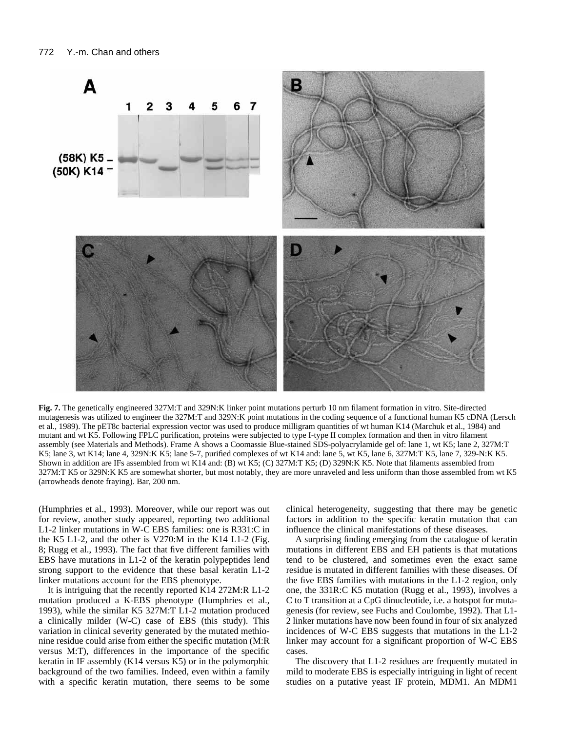A

1 2 3 4 5 6 7

(58K) K5

(50K) K14

B

C

D

**Fig. 7.** The genetically engineered 327M:T and 329N:K linker point mutations perturb 10 nm filament formation in vitro. Site-directed mutagenesis was utilized to engineer the 327M:T and 329N:K point mutations in the coding sequence of a functional human K5 cDNA (Lersch et al., 1989). The pET8c bacterial expression vector was used to produce milligram quantities of wt human K14 (Marchuk et al., 1984) and mutant and wt K5. Following FPLC purification, proteins were subjected to type I-type II complex formation and then in vitro filament assembly (see Materials and Methods). Frame A shows a Coomassie Blue-stained SDS-polyacrylamide gel of: lane 1, wt K5; lane 2, 327M:T K5; lane 3, wt K14; lane 4, 329N:K K5; lane 5-7, purified complexes of wt K14 and: lane 5, wt K5, lane 6, 327M:T K5, lane 7, 329-N:K K5. Shown in addition are IFs assembled from wt K14 and: (B) wt K5; (C) 327M:T K5; (D) 329N:K K5. Note that filaments assembled from 327M:T K5 or 329N:K K5 are somewhat shorter, but most notably, they are more unraveled and less uniform than those assembled from wt K5 (arrowheads denote fraying). Bar, 200 nm.

(Humphries et al., 1993). Moreover, while our report was out for review, another study appeared, reporting two additional L1-2 linker mutations in W-C EBS families: one is R331:C in the K5 L1-2, and the other is V270:M in the K14 L1-2 (Fig. 8; Rugg et al., 1993). The fact that five different families with EBS have mutations in L1-2 of the keratin polypeptides lend strong support to the evidence that these basal keratin L1-2 linker mutations account for the EBS phenotype.

It is intriguing that the recently reported K14 272M:R L1-2 mutation produced a K-EBS phenotype (Humphries et al., 1993), while the similar K5 327M:T L1-2 mutation produced a clinically milder (W-C) case of EBS (this study). This variation in clinical severity generated by the mutated methionine residue could arise from either the specific mutation (M:R versus M:T), differences in the importance of the specific keratin in IF assembly (K14 versus K5) or in the polymorphic background of the two families. Indeed, even within a family with a specific keratin mutation, there seems to be some clinical heterogeneity, suggesting that there may be genetic factors in addition to the specific keratin mutation that can influence the clinical manifestations of these diseases.

A surprising finding emerging from the catalogue of keratin mutations in different EBS and EH patients is that mutations tend to be clustered, and sometimes even the exact same residue is mutated in different families with these diseases. Of the five EBS families with mutations in the L1-2 region, only one, the 331R:C K5 mutation (Rugg et al., 1993), involves a C to T transition at a CpG dinucleotide, i.e. a hotspot for mutagenesis (for review, see Fuchs and Coulombe, 1992). That L1-2 linker mutations have now been found in four of six analyzed incidences of W-C EBS suggests that mutations in the L1-2 linker may account for a significant proportion of W-C EBS cases.

The discovery that L1-2 residues are frequently mutated in mild to moderate EBS is especially intriguing in light of recent studies on a putative yeast IF protein, MDM1. An MDM1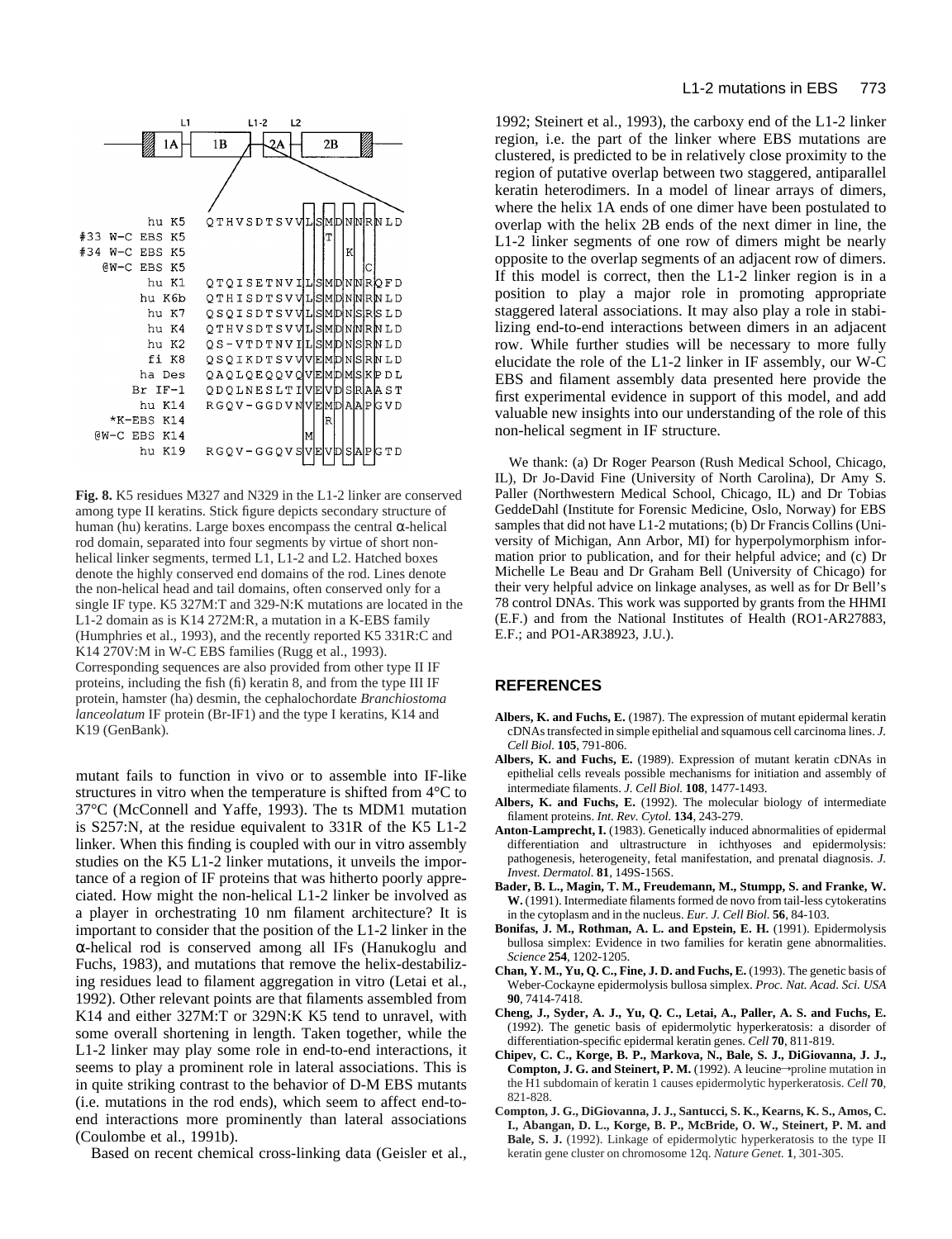**Fig. 8.** K5 residues M327 and N329 in the L1-2 linker are conserved among type II keratins. Stick figure depicts secondary structure of human (hu) keratins. Large boxes encompass the central α-helical rod domain, separated into four segments by virtue of short non-helical linker segments, termed L1, L1-2 and L2. Hatched boxes denote the highly conserved end domains of the rod. Lines denote the non-helical head and tail domains, often conserved only for a single IF type. K5 327M:T and 329-N:K mutations are located in the L1-2 domain as is K14 272M:R, a mutation in a K-EBS family (Humphries et al., 1993), and the recently reported K5 331R:C and K14 270V:M in W-C EBS families (Rugg et al., 1993). Corresponding sequences are also provided from other type II IF proteins, including the fish (fi) keratin 8, and from the type III IF protein, hamster (ha) desmin, the cephalochordate *Branchiostoma lanceolatum* IF protein (Br-IF1) and the type I keratins, K14 and K19 (GenBank).

mutant fails to function in vivo or to assemble into IF-like structures in vitro when the temperature is shifted from 4°C to 37°C (McConnell and Yaffe, 1993). The ts MDM1 mutation is S257:N, at the residue equivalent to 331R of the K5 L1-2 linker. When this finding is coupled with our in vitro assembly studies on the K5 L1-2 linker mutations, it unveils the importance of a region of IF proteins that was hitherto poorly appreciated. How might the non-helical L1-2 linker be involved as a player in orchestrating 10 nm filament architecture? It is important to consider that the position of the L1-2 linker in the α-helical rod is conserved among all IFs (Hanukoglu and Fuchs, 1983), and mutations that remove the helix-destabilizing residues lead to filament aggregation in vitro (Letai et al., 1992). Other relevant points are that filaments assembled from K14 and either 327M:T or 329N:K K5 tend to unravel, with some overall shortening in length. Taken together, while the L1-2 linker may play some role in end-to-end interactions, it seems to play a prominent role in lateral associations. This is in quite striking contrast to the behavior of D-M EBS mutants (i.e. mutations in the rod ends), which seem to affect end-to-end interactions more prominently than lateral associations (Coulombe et al., 1991b).

Based on recent chemical cross-linking data (Geisler et al., 1992; Steinert et al., 1993), the carboxy end of the L1-2 linker region, i.e. the part of the linker where EBS mutations are clustered, is predicted to be in relatively close proximity to the region of putative overlap between two staggered, antiparallel keratin heterodimers. In a model of linear arrays of dimers, where the helix 1A ends of one dimer have been postulated to overlap with the helix 2B ends of the next dimer in line, the L1-2 linker segments of one row of dimers might be nearly opposite to the overlap segments of an adjacent row of dimers. If this model is correct, then the L1-2 linker region is in a position to play a major role in promoting appropriate staggered lateral associations. It may also play a role in stabilizing end-to-end interactions between dimers in an adjacent row. While further studies will be necessary to more fully elucidate the role of the L1-2 linker in IF assembly, our W-C EBS and filament assembly data presented here provide the first experimental evidence in support of this model, and add valuable new insights into our understanding of the role of this non-helical segment in IF structure.

We thank: (a) Dr Roger Pearson (Rush Medical School, Chicago, IL), Dr Jo-David Fine (University of North Carolina), Dr Amy S. Paller (Northwestern Medical School, Chicago, IL) and Dr Tobias GeddeDahl (Institute for Forensic Medicine, Oslo, Norway) for EBS samples that did not have L1-2 mutations; (b) Dr Francis Collins (University of Michigan, Ann Arbor, MI) for hyperpolymorphism information prior to publication, and for their helpful advice; and (c) Dr Michelle Le Beau and Dr Graham Bell (University of Chicago) for their very helpful advice on linkage analyses, as well as for Dr Bell's 78 control DNAs. This work was supported by grants from the HHMI (E.F.) and from the National Institutes of Health (RO1-AR27883, E.F.; and PO1-AR38923, J.U.).

## REFERENCES

**Albers, K. and Fuchs, E.** (1987). The expression of mutant epidermal keratin cDNAs transfected in simple epithelial and squamous cell carcinoma lines. *J. Cell Biol.* **105**, 791-806.

**Albers, K. and Fuchs, E.** (1989). Expression of mutant keratin cDNAs in epithelial cells reveals possible mechanisms for initiation and assembly of intermediate filaments. *J. Cell Biol.* **108**, 1477-1493.

**Albers, K. and Fuchs, E.** (1992). The molecular biology of intermediate filament proteins. *Int. Rev. Cytol.* **134**, 243-279.

**Anton-Lamprecht, I.** (1983). Genetically induced abnormalities of epidermal differentiation and ultrastructure in ichthyoses and epidermolysis: pathogenesis, heterogeneity, fetal manifestation, and prenatal diagnosis. *J. Invest. Dermatol.* **81**, 149S-156S.

**Bader, B. L., Magin, T. M., Freudemann, M., Stumpp, S. and Franke, W. W.** (1991). Intermediate filaments formed de novo from tail-less cytokeratins in the cytoplasm and in the nucleus. *Eur. J. Cell Biol.* **56**, 84-103.

**Bonifas, J. M., Rothman, A. L. and Epstein, E. H.** (1991). Epidermolysis bullosa simplex: Evidence in two families for keratin gene abnormalities. *Science* **254**, 1202-1205.

**Chan, Y. M., Yu, Q. C., Fine, J. D. and Fuchs, E.** (1993). The genetic basis of Weber-Cockayne epidermolysis bullosa simplex. *Proc. Nat. Acad. Sci. USA* **90**, 7414-7418.

**Cheng, J., Syder, A. J., Yu, Q. C., Letai, A., Paller, A. S. and Fuchs, E.** (1992). The genetic basis of epidermolytic hyperkeratosis: a disorder of differentiation-specific epidermal keratin genes. *Cell* **70**, 811-819.

**Chipev, C. C., Korge, B. P., Markova, N., Bale, S. J., DiGiovanna, J. J., Compton, J. G. and Steinert, P. M.** (1992). A leucine→proline mutation in the H1 subdomain of keratin 1 causes epidermolytic hyperkeratosis. *Cell* **70**, 821-828.

**Compton, J. G., DiGiovanna, J. J., Santucci, S. K., Kearns, K. S., Amos, C. I., Abangan, D. L., Korge, B. P., McBride, O. W., Steinert, P. M. and Bale, S. J.** (1992). Linkage of epidermolytic hyperkeratosis to the type II keratin gene cluster on chromosome 12q. *Nature Genet.* **1**, 301-305.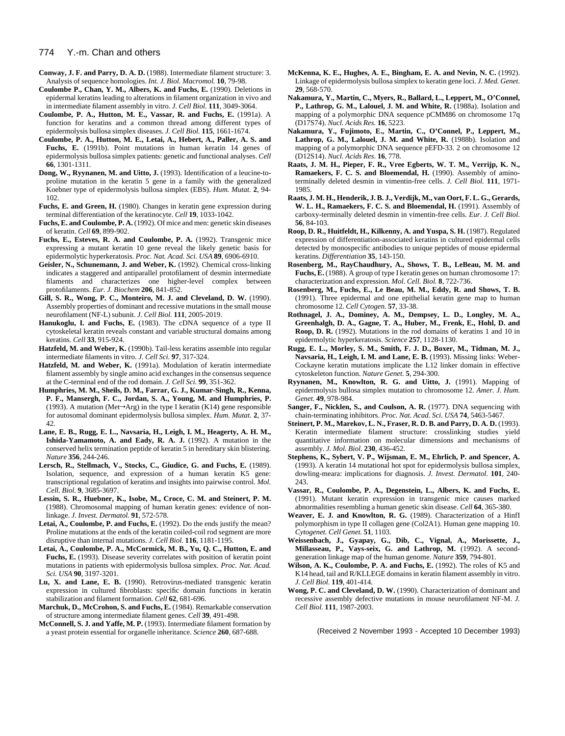**Conway, J. F. and Parry, D. A. D.** (1988). Intermediate filament structure: 3. Analysis of sequence homologies. *Int. J. Biol. Macromol.* **10**, 79-98.

**Coulombe P., Chan, Y. M., Albers, K. and Fuchs, E.** (1990). Deletions in epidermal keratins leading to alterations in filament organization in vivo and in intermediate filament assembly in vitro. *J. Cell Biol.* **111**, 3049-3064.

**Coulombe, P. A., Hutton, M. E., Vassar, R. and Fuchs, E.** (1991a). A function for keratins and a common thread among different types of epidermolysis bullosa simplex diseases. *J. Cell Biol.* **115**, 1661-1674.

**Coulombe, P. A., Hutton, M. E., Letai, A., Hebert, A., Paller, A. S. and Fuchs, E.** (1991b). Point mutations in human keratin 14 genes of epidermolysis bullosa simplex patients: genetic and functional analyses. *Cell* **66**, 1301-1311.

**Dong, W., Ryynanen, M. and Uitto, J.** (1993). Identification of a leucine-to-proline mutation in the keratin 5 gene in a family with the generalized Koebner type of epidermolysis bullosa simplex (EBS). *Hum. Mutat.* **2**, 94-102.

**Fuchs, E. and Green, H.** (1980). Changes in keratin gene expression during terminal differentiation of the keratinocyte. *Cell* **19**, 1033-1042.

**Fuchs, E. and Coulombe, P. A.** (1992). Of mice and men: genetic skin diseases of keratin. *Cell* **69**, 899-902.

**Fuchs, E., Esteves, R. A. and Coulombe, P. A.** (1992). Transgenic mice expressing a mutant keratin 10 gene reveal the likely genetic basis for epidermolytic hyperkeratosis. *Proc. Nat. Acad. Sci. USA* **89**, 6906-6910.

**Geisler, N., Schunemann, J. and Weber, K.** (1992). Chemical cross-linking indicates a staggered and antiparallel protofilament of desmin intermediate filaments and characterizes one higher-level complex between protofilaments. *Eur. J. Biochem* **206**, 841-852.

**Gill, S. R., Wong, P. C., Monteiro, M. J. and Cleveland, D. W.** (1990). Assembly properties of dominant and recessive mutations in the small mouse neurofilament (NF-L) subunit. *J. Cell Biol.* **111**, 2005-2019.

**Hanukoglu, I. and Fuchs, E.** (1983). The cDNA sequence of a type II cytoskeletal keratin reveals constant and variable structural domains among keratins. *Cell* **33**, 915-924.

**Hatzfeld, M. and Weber, K.** (1990b). Tail-less keratins assemble into regular intermediate filaments in vitro. *J. Cell Sci.* **97**, 317-324.

**Hatzfeld, M. and Weber, K.** (1991a). Modulation of keratin intermediate filament assembly by single amino acid exchanges in the consensus sequence at the C-terminal end of the rod domain. *J. Cell Sci.* **99**, 351-362.

**Humphries, M. M., Sheils, D. M., Farrar, G. J., Kumar-Singh, R., Kenna, P. F., Mansergh, F. C., Jordan, S. A., Young, M. and Humphries, P.** (1993). A mutation (Met→Arg) in the type I keratin (K14) gene responsible for autosomal dominant epidermolysis bullosa simplex. *Hum. Mutat.* **2**, 37-42.

**Lane, E. B., Rugg, E. L., Navsaria, H., Leigh, I. M., Heagerty, A. H. M., Ishida-Yamamoto, A. and Eady, R. A. J.** (1992). A mutation in the conserved helix termination peptide of keratin 5 in hereditary skin blistering. *Nature* **356**, 244-246.

**Lersch, R., Stellmach, V., Stocks, C., Giudice, G. and Fuchs, E.** (1989). Isolation, sequence, and expression of a human keratin K5 gene: transcriptional regulation of keratins and insights into pairwise control. *Mol. Cell. Biol.* **9**, 3685-3697.

**Lessin, S. R., Huebner, K., Isobe, M., Croce, C. M. and Steinert, P. M.** (1988). Chromosomal mapping of human keratin genes: evidence of non-linkage. *J. Invest. Dermatol.* **91**, 572-578.

**Letai, A., Coulombe, P. and Fuchs, E.** (1992). Do the ends justify the mean? Proline mutations at the ends of the keratin coiled-coil rod segment are more disruptive than internal mutations. *J. Cell Biol.* **116**, 1181-1195.

**Letai, A., Coulombe, P. A., McCormick, M. B., Yu, Q. C., Hutton, E. and Fuchs, E.** (1993). Disease severity correlates with position of keratin point mutations in patients with epidermolysis bullosa simplex. *Proc. Nat. Acad. Sci. USA* **90**, 3197-3201.

**Lu, X. and Lane, E. B.** (1990). Retrovirus-mediated transgenic keratin expression in cultured fibroblasts: specific domain functions in keratin stabilization and filament formation. *Cell* **62**, 681-696.

**Marchuk, D., McCrohon, S. and Fuchs, E.** (1984). Remarkable conservation of structure among intermediate filament genes. *Cell* **39**, 491-498.

**McConnell, S. J. and Yaffe, M. P.** (1993). Intermediate filament formation by a yeast protein essential for organelle inheritance. *Science* **260**, 687-688.

**McKenna, K. E., Hughes, A. E., Bingham, E. A. and Nevin, N. C.** (1992). Linkage of epidermolysis bullosa simplex to keratin gene loci. *J. Med. Genet.* **29**, 568-570.

**Nakamura, Y., Martin, C., Myers, R., Ballard, L., Leppert, M., O'Connel, P., Lathrop, G. M., Lalouel, J. M. and White, R.** (1988a). Isolation and mapping of a polymorphic DNA sequence pCMM86 on chromosome 17q (D17S74). *Nucl. Acids Res.* **16**, 5223.

**Nakamura, Y., Fujimoto, E., Martin, C., O'Connel, P., Leppert, M., Lathrop, G. M., Lalouel, J. M. and White, R.** (1988b). Isolation and mapping of a polymorphic DNA sequence pEFD-33. 2 on chromosome 12 (D12S14). *Nucl. Acids Res.* **16**, 778.

**Raats, J. M. H., Pieper, F. R., Vree Egberts, W. T. M., Verrijp, K. N., Ramaekers, F. C. S. and Bloemendal, H.** (1990). Assembly of amino-terminally deleted desmin in vimentin-free cells. *J. Cell Biol.* **111**, 1971-1985.

**Raats, J. M. H., Henderik, J. B. J., Verdijk, M., van Oort, F. L. G., Gerards, W. L. H., Ramaekers, F. C. S. and Bloemendal, H.** (1991). Assembly of carboxy-terminally deleted desmin in vimentin-free cells. *Eur. J. Cell Biol.* **56**, 84-103.

**Roop, D. R., Huitfeldt, H., Kilkenny, A. and Yuspa, S. H.** (1987). Regulated expression of differentiation-associated keratins in cultured epidermal cells detected by monospecific antibodies to unique peptides of mouse epidermal keratins. *Differentiation* **35**, 143-150.

**Rosenberg, M., RayChaudhury, A., Shows, T. B., LeBeau, M. M. and Fuchs, E.** (1988). A group of type I keratin genes on human chromosome 17: characterization and expression. *Mol. Cell. Biol.* **8**, 722-736.

**Rosenberg, M., Fuchs, E., Le Beau, M. M., Eddy, R. and Shows, T. B.** (1991). Three epidermal and one epithelial keratin gene map to human chromosome 12. *Cell Cytogen.* **57**, 33-38.

**Rothnagel, J. A., Dominey, A. M., Dempsey, L. D., Longley, M. A., Greenhalgh, D. A., Gagne, T. A., Huber, M., Frenk, E., Hohl, D. and Roop, D. R.** (1992). Mutations in the rod domains of keratins 1 and 10 in epidermolytic hyperkeratosis. *Science* **257**, 1128-1130.

**Rugg, E. L., Morley, S. M., Smith, F. J. D., Boxer, M., Tidman, M. J., Navsaria, H., Leigh, I. M. and Lane, E. B.** (1993). Missing links: Weber-Cockayne keratin mutations implicate the L12 linker domain in effective cytoskeleton function. *Nature Genet.* **5**, 294-300.

**Ryynanen, M., Knowlton, R. G. and Uitto, J.** (1991). Mapping of epidermolysis bullosa simplex mutation to chromosome 12. *Amer. J. Hum. Genet.* **49**, 978-984.

**Sanger, F., Nicklen, S., and Coulson, A. R.** (1977). DNA sequencing with chain-terminating inhibitors. *Proc. Nat. Acad. Sci. USA* **74**, 5463-5467.

**Steinert, P. M., Marekov, L. N., Fraser, R. D. B. and Parry, D. A. D.** (1993). Keratin intermediate filament structure: crosslinking studies yield quantitative information on molecular dimensions and mechanisms of assembly. *J. Mol. Biol.* **230**, 436-452.

**Stephens, K., Sybert, V. P., Wijsman, E. M., Ehrlich, P. and Spencer, A.** (1993). A keratin 14 mutational hot spot for epidermolysis bullosa simplex, dowling-meara: implications for diagnosis. *J. Invest. Dermatol.* **101**, 240-243.

**Vassar, R., Coulombe, P. A., Degenstein, L., Albers, K. and Fuchs, E.** (1991). Mutant keratin expression in transgenic mice causes marked abnormalities resembling a human genetic skin disease. *Cell* **64**, 365-380.

**Weaver, E. J. and Knowlton, R. G.** (1989). Characterization of a HinfI polymorphism in type II collagen gene (Col2A1). Human gene mapping 10. *Cytogenet. Cell Genet.* **51**, 1103.

**Weissenbach, J., Gyapay, G., Dib, C., Vignal, A., Morissette, J., Millasseau, P., Vays-seix, G. and Lathrop, M.** (1992). A second-generation linkage map of the human genome. *Nature* **359**, 794-801.

**Wilson, A. K., Coulombe, P. A. and Fuchs, E.** (1992). The roles of K5 and K14 head, tail and R/KLLEGE domains in keratin filament assembly in vitro. *J. Cell Biol.* **119**, 401-414.

**Wong, P. C. and Cleveland, D. W.** (1990). Characterization of dominant and recessive assembly defective mutations in mouse neurofilament NF-M. *J. Cell Biol.* **111**, 1987-2003.

(Received 2 November 1993 - Accepted 10 December 1993)